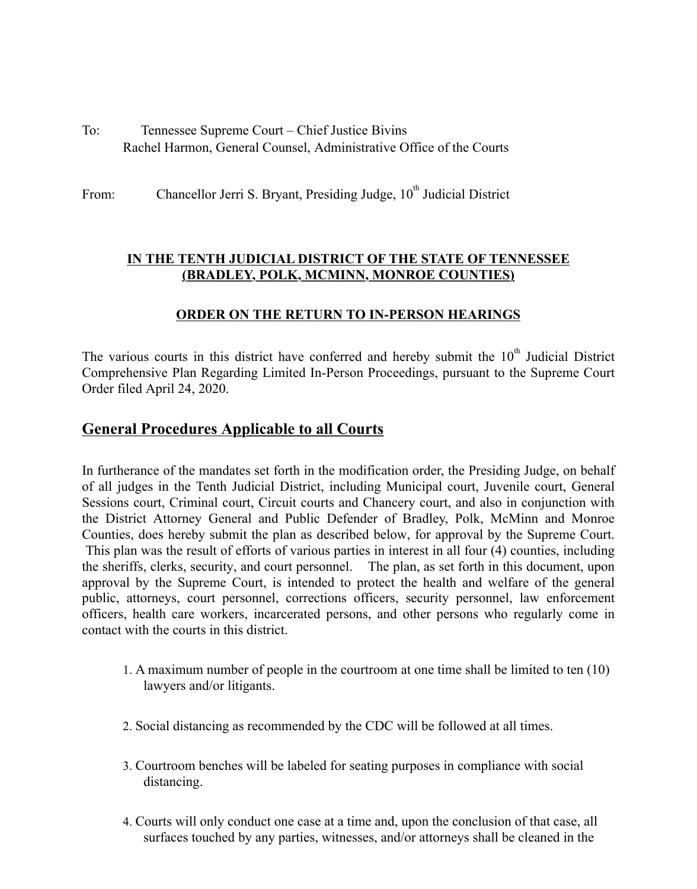To: Tennessee Supreme Court – Chief Justice Bivins
Rachel Harmon, General Counsel, Administrative Office of the Courts

From: Chancellor Jerri S. Bryant, Presiding Judge, 10th Judicial District

**IN THE TENTH JUDICIAL DISTRICT OF THE STATE OF TENNESSEE**
**(BRADLEY, POLK, MCMINN, MONROE COUNTIES)**

**ORDER ON THE RETURN TO IN-PERSON HEARINGS**

The various courts in this district have conferred and hereby submit the 10th Judicial District Comprehensive Plan Regarding Limited In-Person Proceedings, pursuant to the Supreme Court Order filed April 24, 2020.

## General Procedures Applicable to all Courts

In furtherance of the mandates set forth in the modification order, the Presiding Judge, on behalf of all judges in the Tenth Judicial District, including Municipal court, Juvenile court, General Sessions court, Criminal court, Circuit courts and Chancery court, and also in conjunction with the District Attorney General and Public Defender of Bradley, Polk, McMinn and Monroe Counties, does hereby submit the plan as described below, for approval by the Supreme Court. This plan was the result of efforts of various parties in interest in all four (4) counties, including the sheriffs, clerks, security, and court personnel. The plan, as set forth in this document, upon approval by the Supreme Court, is intended to protect the health and welfare of the general public, attorneys, court personnel, corrections officers, security personnel, law enforcement officers, health care workers, incarcerated persons, and other persons who regularly come in contact with the courts in this district.

1. A maximum number of people in the courtroom at one time shall be limited to ten (10) lawyers and/or litigants.

2. Social distancing as recommended by the CDC will be followed at all times.

3. Courtroom benches will be labeled for seating purposes in compliance with social distancing.

4. Courts will only conduct one case at a time and, upon the conclusion of that case, all surfaces touched by any parties, witnesses, and/or attorneys shall be cleaned in the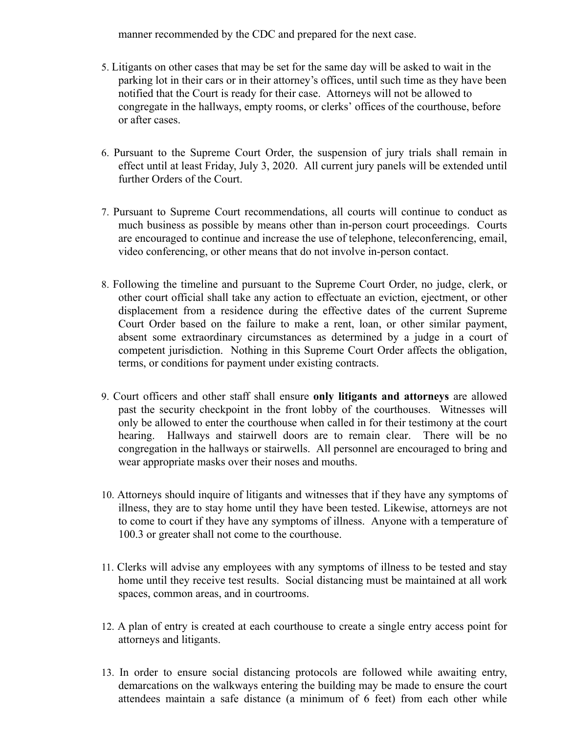manner recommended by the CDC and prepared for the next case.

5. Litigants on other cases that may be set for the same day will be asked to wait in the parking lot in their cars or in their attorney's offices, until such time as they have been notified that the Court is ready for their case. Attorneys will not be allowed to congregate in the hallways, empty rooms, or clerks' offices of the courthouse, before or after cases.

6. Pursuant to the Supreme Court Order, the suspension of jury trials shall remain in effect until at least Friday, July 3, 2020. All current jury panels will be extended until further Orders of the Court.

7. Pursuant to Supreme Court recommendations, all courts will continue to conduct as much business as possible by means other than in-person court proceedings. Courts are encouraged to continue and increase the use of telephone, teleconferencing, email, video conferencing, or other means that do not involve in-person contact.

8. Following the timeline and pursuant to the Supreme Court Order, no judge, clerk, or other court official shall take any action to effectuate an eviction, ejectment, or other displacement from a residence during the effective dates of the current Supreme Court Order based on the failure to make a rent, loan, or other similar payment, absent some extraordinary circumstances as determined by a judge in a court of competent jurisdiction. Nothing in this Supreme Court Order affects the obligation, terms, or conditions for payment under existing contracts.

9. Court officers and other staff shall ensure **only litigants and attorneys** are allowed past the security checkpoint in the front lobby of the courthouses. Witnesses will only be allowed to enter the courthouse when called in for their testimony at the court hearing. Hallways and stairwell doors are to remain clear. There will be no congregation in the hallways or stairwells. All personnel are encouraged to bring and wear appropriate masks over their noses and mouths.

10. Attorneys should inquire of litigants and witnesses that if they have any symptoms of illness, they are to stay home until they have been tested. Likewise, attorneys are not to come to court if they have any symptoms of illness. Anyone with a temperature of 100.3 or greater shall not come to the courthouse.

11. Clerks will advise any employees with any symptoms of illness to be tested and stay home until they receive test results. Social distancing must be maintained at all work spaces, common areas, and in courtrooms.

12. A plan of entry is created at each courthouse to create a single entry access point for attorneys and litigants.

13. In order to ensure social distancing protocols are followed while awaiting entry, demarcations on the walkways entering the building may be made to ensure the court attendees maintain a safe distance (a minimum of 6 feet) from each other while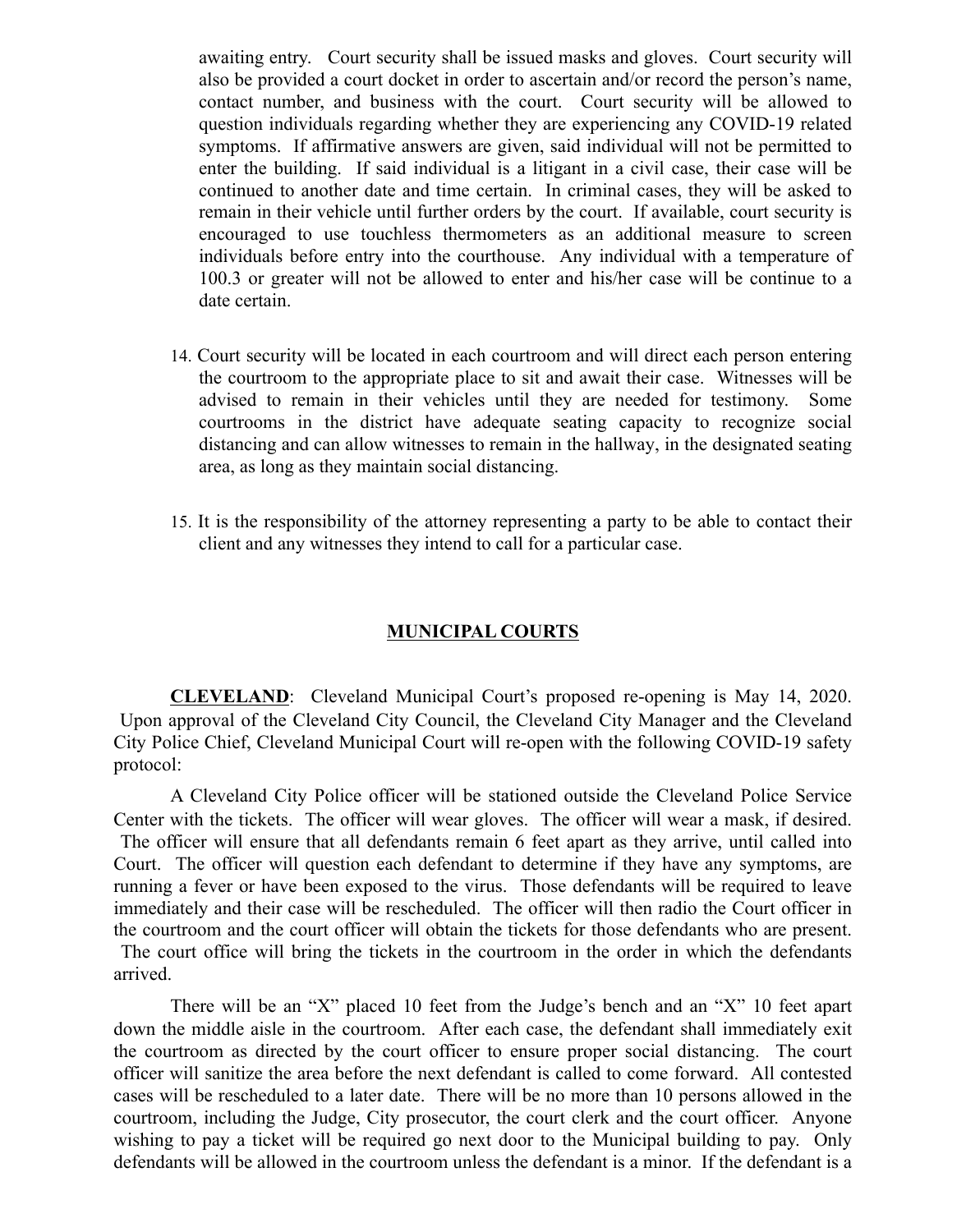awaiting entry. Court security shall be issued masks and gloves. Court security will also be provided a court docket in order to ascertain and/or record the person's name, contact number, and business with the court. Court security will be allowed to question individuals regarding whether they are experiencing any COVID-19 related symptoms. If affirmative answers are given, said individual will not be permitted to enter the building. If said individual is a litigant in a civil case, their case will be continued to another date and time certain. In criminal cases, they will be asked to remain in their vehicle until further orders by the court. If available, court security is encouraged to use touchless thermometers as an additional measure to screen individuals before entry into the courthouse. Any individual with a temperature of 100.3 or greater will not be allowed to enter and his/her case will be continue to a date certain.

14. Court security will be located in each courtroom and will direct each person entering the courtroom to the appropriate place to sit and await their case. Witnesses will be advised to remain in their vehicles until they are needed for testimony. Some courtrooms in the district have adequate seating capacity to recognize social distancing and can allow witnesses to remain in the hallway, in the designated seating area, as long as they maintain social distancing.

15. It is the responsibility of the attorney representing a party to be able to contact their client and any witnesses they intend to call for a particular case.

## MUNICIPAL COURTS

**CLEVELAND**: Cleveland Municipal Court's proposed re-opening is May 14, 2020. Upon approval of the Cleveland City Council, the Cleveland City Manager and the Cleveland City Police Chief, Cleveland Municipal Court will re-open with the following COVID-19 safety protocol:

A Cleveland City Police officer will be stationed outside the Cleveland Police Service Center with the tickets. The officer will wear gloves. The officer will wear a mask, if desired. The officer will ensure that all defendants remain 6 feet apart as they arrive, until called into Court. The officer will question each defendant to determine if they have any symptoms, are running a fever or have been exposed to the virus. Those defendants will be required to leave immediately and their case will be rescheduled. The officer will then radio the Court officer in the courtroom and the court officer will obtain the tickets for those defendants who are present. The court office will bring the tickets in the courtroom in the order in which the defendants arrived.

There will be an "X" placed 10 feet from the Judge's bench and an "X" 10 feet apart down the middle aisle in the courtroom. After each case, the defendant shall immediately exit the courtroom as directed by the court officer to ensure proper social distancing. The court officer will sanitize the area before the next defendant is called to come forward. All contested cases will be rescheduled to a later date. There will be no more than 10 persons allowed in the courtroom, including the Judge, City prosecutor, the court clerk and the court officer. Anyone wishing to pay a ticket will be required go next door to the Municipal building to pay. Only defendants will be allowed in the courtroom unless the defendant is a minor. If the defendant is a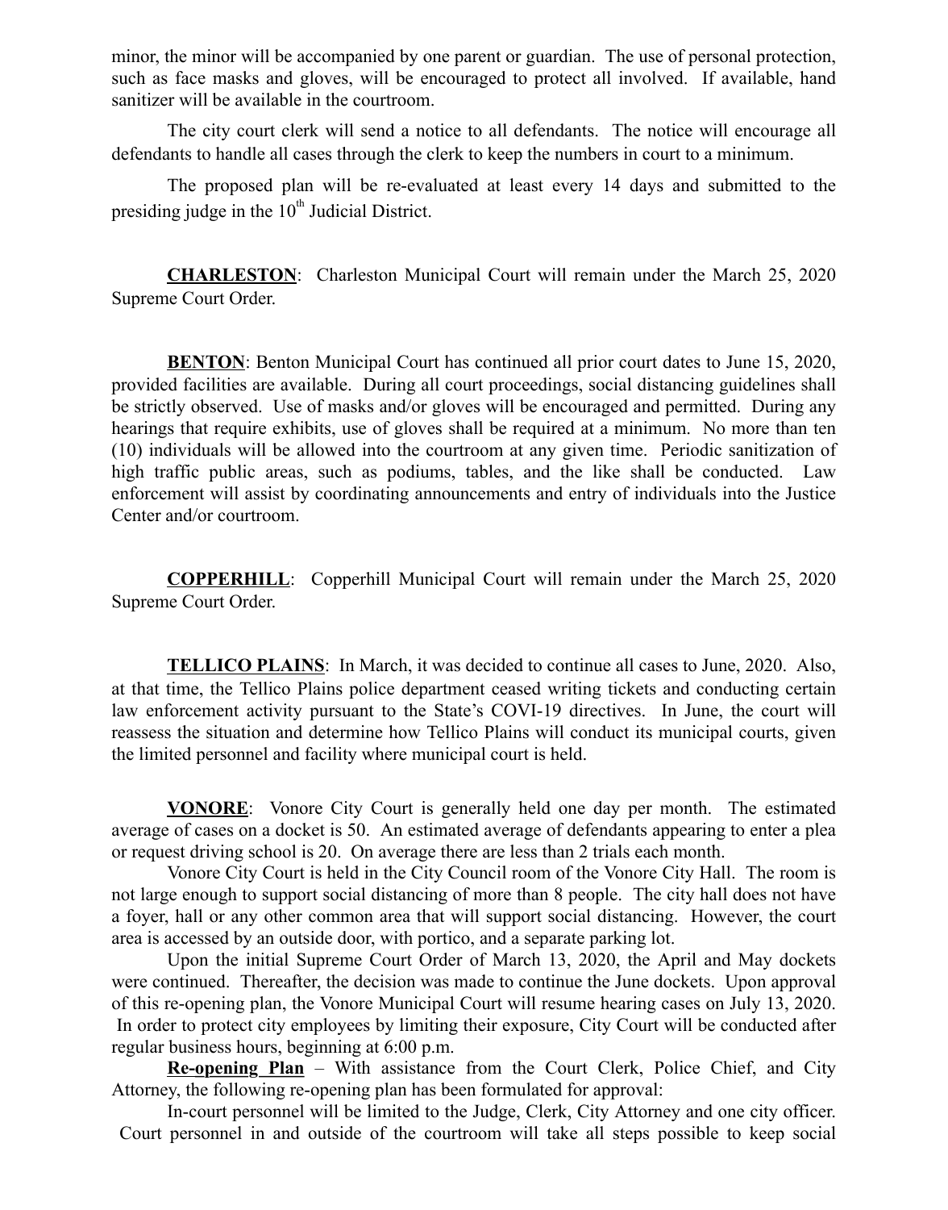minor, the minor will be accompanied by one parent or guardian. The use of personal protection, such as face masks and gloves, will be encouraged to protect all involved. If available, hand sanitizer will be available in the courtroom.

The city court clerk will send a notice to all defendants. The notice will encourage all defendants to handle all cases through the clerk to keep the numbers in court to a minimum.

The proposed plan will be re-evaluated at least every 14 days and submitted to the presiding judge in the 10th Judicial District.

**CHARLESTON**: Charleston Municipal Court will remain under the March 25, 2020 Supreme Court Order.

**BENTON**: Benton Municipal Court has continued all prior court dates to June 15, 2020, provided facilities are available. During all court proceedings, social distancing guidelines shall be strictly observed. Use of masks and/or gloves will be encouraged and permitted. During any hearings that require exhibits, use of gloves shall be required at a minimum. No more than ten (10) individuals will be allowed into the courtroom at any given time. Periodic sanitization of high traffic public areas, such as podiums, tables, and the like shall be conducted. Law enforcement will assist by coordinating announcements and entry of individuals into the Justice Center and/or courtroom.

**COPPERHILL**: Copperhill Municipal Court will remain under the March 25, 2020 Supreme Court Order.

**TELLICO PLAINS**: In March, it was decided to continue all cases to June, 2020. Also, at that time, the Tellico Plains police department ceased writing tickets and conducting certain law enforcement activity pursuant to the State's COVI-19 directives. In June, the court will reassess the situation and determine how Tellico Plains will conduct its municipal courts, given the limited personnel and facility where municipal court is held.

**VONORE**: Vonore City Court is generally held one day per month. The estimated average of cases on a docket is 50. An estimated average of defendants appearing to enter a plea or request driving school is 20. On average there are less than 2 trials each month.

Vonore City Court is held in the City Council room of the Vonore City Hall. The room is not large enough to support social distancing of more than 8 people. The city hall does not have a foyer, hall or any other common area that will support social distancing. However, the court area is accessed by an outside door, with portico, and a separate parking lot.

Upon the initial Supreme Court Order of March 13, 2020, the April and May dockets were continued. Thereafter, the decision was made to continue the June dockets. Upon approval of this re-opening plan, the Vonore Municipal Court will resume hearing cases on July 13, 2020. In order to protect city employees by limiting their exposure, City Court will be conducted after regular business hours, beginning at 6:00 p.m.

**Re-opening Plan** – With assistance from the Court Clerk, Police Chief, and City Attorney, the following re-opening plan has been formulated for approval:

In-court personnel will be limited to the Judge, Clerk, City Attorney and one city officer. Court personnel in and outside of the courtroom will take all steps possible to keep social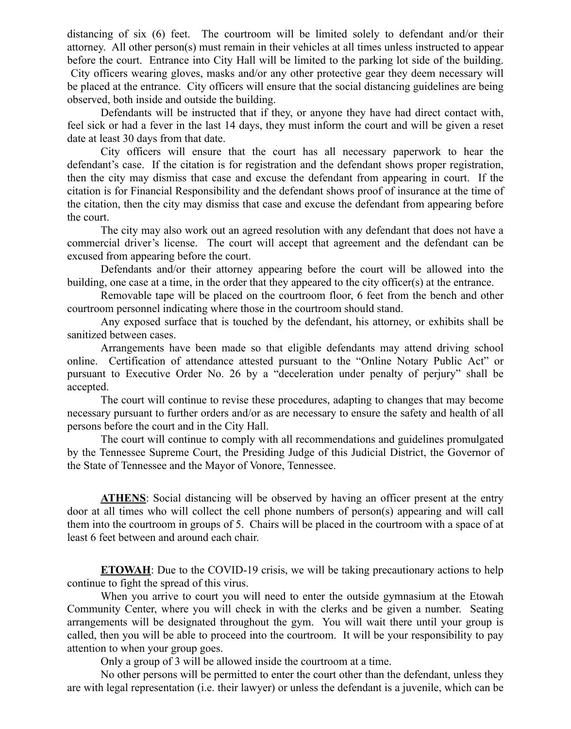distancing of six (6) feet. The courtroom will be limited solely to defendant and/or their attorney. All other person(s) must remain in their vehicles at all times unless instructed to appear before the court. Entrance into City Hall will be limited to the parking lot side of the building. City officers wearing gloves, masks and/or any other protective gear they deem necessary will be placed at the entrance. City officers will ensure that the social distancing guidelines are being observed, both inside and outside the building.

Defendants will be instructed that if they, or anyone they have had direct contact with, feel sick or had a fever in the last 14 days, they must inform the court and will be given a reset date at least 30 days from that date.

City officers will ensure that the court has all necessary paperwork to hear the defendant's case. If the citation is for registration and the defendant shows proper registration, then the city may dismiss that case and excuse the defendant from appearing in court. If the citation is for Financial Responsibility and the defendant shows proof of insurance at the time of the citation, then the city may dismiss that case and excuse the defendant from appearing before the court.

The city may also work out an agreed resolution with any defendant that does not have a commercial driver's license. The court will accept that agreement and the defendant can be excused from appearing before the court.

Defendants and/or their attorney appearing before the court will be allowed into the building, one case at a time, in the order that they appeared to the city officer(s) at the entrance.

Removable tape will be placed on the courtroom floor, 6 feet from the bench and other courtroom personnel indicating where those in the courtroom should stand.

Any exposed surface that is touched by the defendant, his attorney, or exhibits shall be sanitized between cases.

Arrangements have been made so that eligible defendants may attend driving school online. Certification of attendance attested pursuant to the "Online Notary Public Act" or pursuant to Executive Order No. 26 by a "deceleration under penalty of perjury" shall be accepted.

The court will continue to revise these procedures, adapting to changes that may become necessary pursuant to further orders and/or as are necessary to ensure the safety and health of all persons before the court and in the City Hall.

The court will continue to comply with all recommendations and guidelines promulgated by the Tennessee Supreme Court, the Presiding Judge of this Judicial District, the Governor of the State of Tennessee and the Mayor of Vonore, Tennessee.

**ATHENS**: Social distancing will be observed by having an officer present at the entry door at all times who will collect the cell phone numbers of person(s) appearing and will call them into the courtroom in groups of 5. Chairs will be placed in the courtroom with a space of at least 6 feet between and around each chair.

**ETOWAH**: Due to the COVID-19 crisis, we will be taking precautionary actions to help continue to fight the spread of this virus.

When you arrive to court you will need to enter the outside gymnasium at the Etowah Community Center, where you will check in with the clerks and be given a number. Seating arrangements will be designated throughout the gym. You will wait there until your group is called, then you will be able to proceed into the courtroom. It will be your responsibility to pay attention to when your group goes.

Only a group of 3 will be allowed inside the courtroom at a time.

No other persons will be permitted to enter the court other than the defendant, unless they are with legal representation (i.e. their lawyer) or unless the defendant is a juvenile, which can be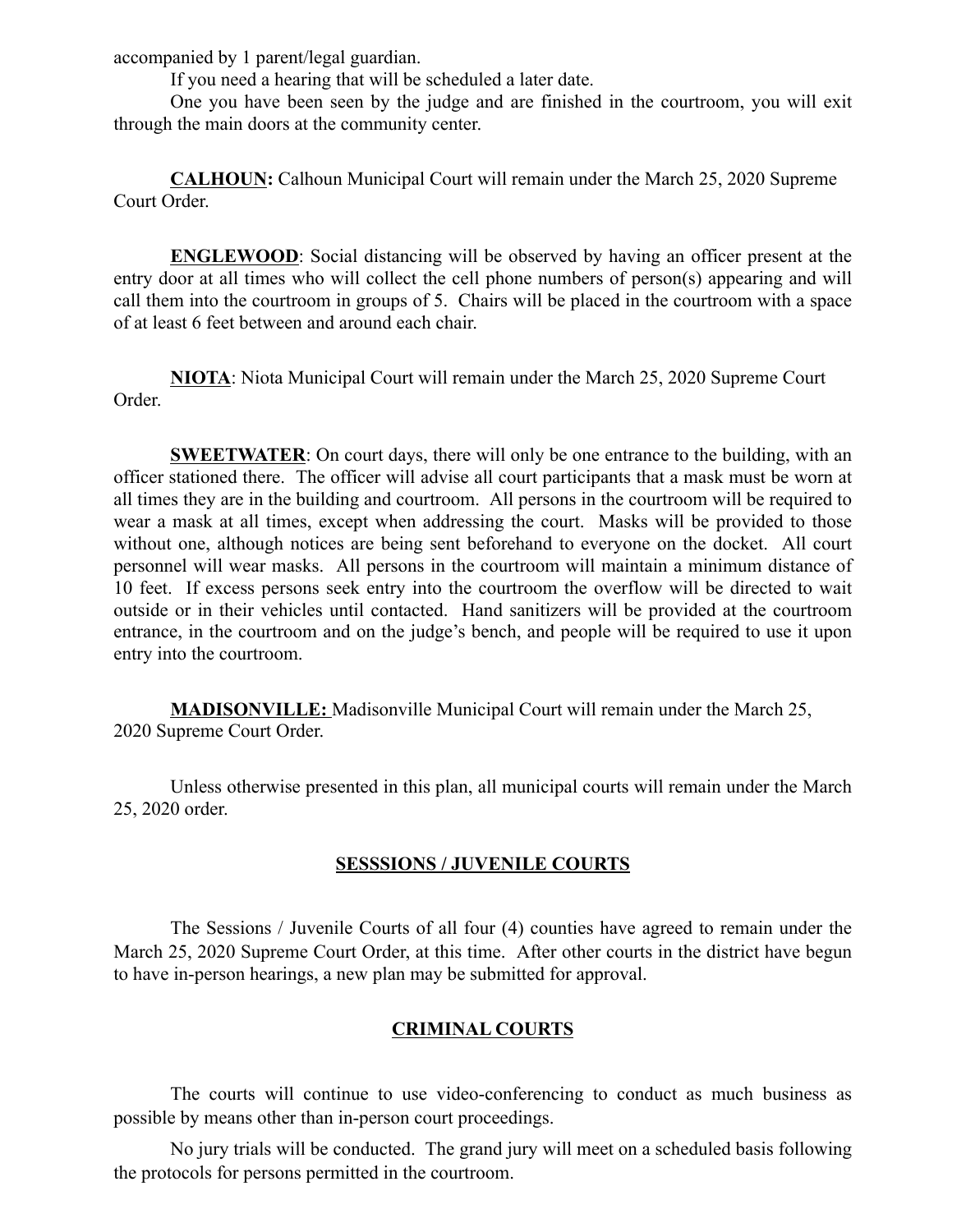accompanied by 1 parent/legal guardian.

If you need a hearing that will be scheduled a later date.

One you have been seen by the judge and are finished in the courtroom, you will exit through the main doors at the community center.

**CALHOUN:** Calhoun Municipal Court will remain under the March 25, 2020 Supreme Court Order.

**ENGLEWOOD**: Social distancing will be observed by having an officer present at the entry door at all times who will collect the cell phone numbers of person(s) appearing and will call them into the courtroom in groups of 5. Chairs will be placed in the courtroom with a space of at least 6 feet between and around each chair.

**NIOTA**: Niota Municipal Court will remain under the March 25, 2020 Supreme Court Order.

**SWEETWATER**: On court days, there will only be one entrance to the building, with an officer stationed there. The officer will advise all court participants that a mask must be worn at all times they are in the building and courtroom. All persons in the courtroom will be required to wear a mask at all times, except when addressing the court. Masks will be provided to those without one, although notices are being sent beforehand to everyone on the docket. All court personnel will wear masks. All persons in the courtroom will maintain a minimum distance of 10 feet. If excess persons seek entry into the courtroom the overflow will be directed to wait outside or in their vehicles until contacted. Hand sanitizers will be provided at the courtroom entrance, in the courtroom and on the judge's bench, and people will be required to use it upon entry into the courtroom.

**MADISONVILLE:** Madisonville Municipal Court will remain under the March 25, 2020 Supreme Court Order.

Unless otherwise presented in this plan, all municipal courts will remain under the March 25, 2020 order.

## SESSSIONS / JUVENILE COURTS

The Sessions / Juvenile Courts of all four (4) counties have agreed to remain under the March 25, 2020 Supreme Court Order, at this time. After other courts in the district have begun to have in-person hearings, a new plan may be submitted for approval.

## CRIMINAL COURTS

The courts will continue to use video-conferencing to conduct as much business as possible by means other than in-person court proceedings.

No jury trials will be conducted. The grand jury will meet on a scheduled basis following the protocols for persons permitted in the courtroom.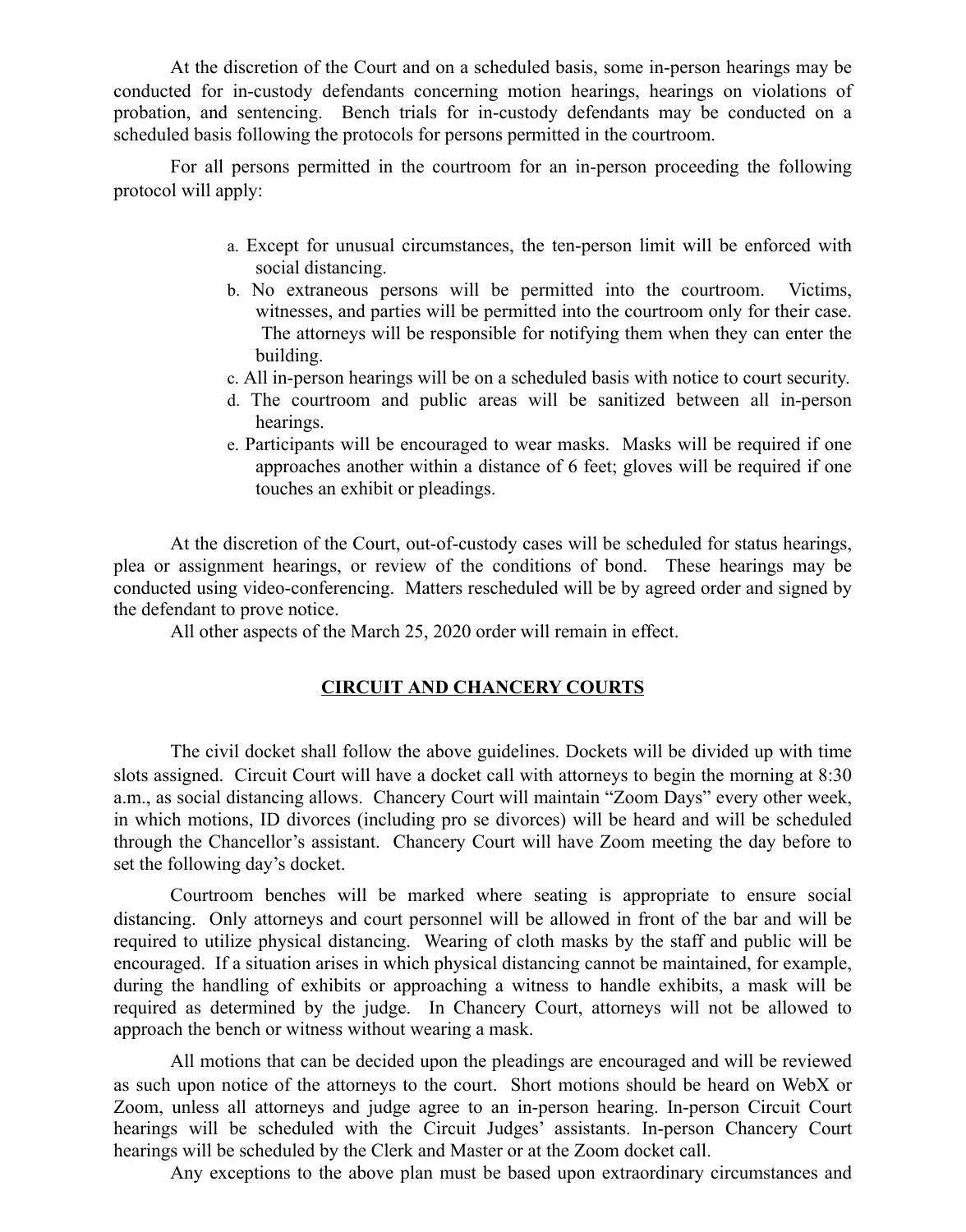At the discretion of the Court and on a scheduled basis, some in-person hearings may be conducted for in-custody defendants concerning motion hearings, hearings on violations of probation, and sentencing. Bench trials for in-custody defendants may be conducted on a scheduled basis following the protocols for persons permitted in the courtroom.

For all persons permitted in the courtroom for an in-person proceeding the following protocol will apply:

a. Except for unusual circumstances, the ten-person limit will be enforced with social distancing.
b. No extraneous persons will be permitted into the courtroom. Victims, witnesses, and parties will be permitted into the courtroom only for their case. The attorneys will be responsible for notifying them when they can enter the building.
c. All in-person hearings will be on a scheduled basis with notice to court security.
d. The courtroom and public areas will be sanitized between all in-person hearings.
e. Participants will be encouraged to wear masks. Masks will be required if one approaches another within a distance of 6 feet; gloves will be required if one touches an exhibit or pleadings.

At the discretion of the Court, out-of-custody cases will be scheduled for status hearings, plea or assignment hearings, or review of the conditions of bond. These hearings may be conducted using video-conferencing. Matters rescheduled will be by agreed order and signed by the defendant to prove notice.

All other aspects of the March 25, 2020 order will remain in effect.

## CIRCUIT AND CHANCERY COURTS

The civil docket shall follow the above guidelines. Dockets will be divided up with time slots assigned. Circuit Court will have a docket call with attorneys to begin the morning at 8:30 a.m., as social distancing allows. Chancery Court will maintain "Zoom Days" every other week, in which motions, ID divorces (including pro se divorces) will be heard and will be scheduled through the Chancellor's assistant. Chancery Court will have Zoom meeting the day before to set the following day's docket.

Courtroom benches will be marked where seating is appropriate to ensure social distancing. Only attorneys and court personnel will be allowed in front of the bar and will be required to utilize physical distancing. Wearing of cloth masks by the staff and public will be encouraged. If a situation arises in which physical distancing cannot be maintained, for example, during the handling of exhibits or approaching a witness to handle exhibits, a mask will be required as determined by the judge. In Chancery Court, attorneys will not be allowed to approach the bench or witness without wearing a mask.

All motions that can be decided upon the pleadings are encouraged and will be reviewed as such upon notice of the attorneys to the court. Short motions should be heard on WebX or Zoom, unless all attorneys and judge agree to an in-person hearing. In-person Circuit Court hearings will be scheduled with the Circuit Judges' assistants. In-person Chancery Court hearings will be scheduled by the Clerk and Master or at the Zoom docket call.

Any exceptions to the above plan must be based upon extraordinary circumstances and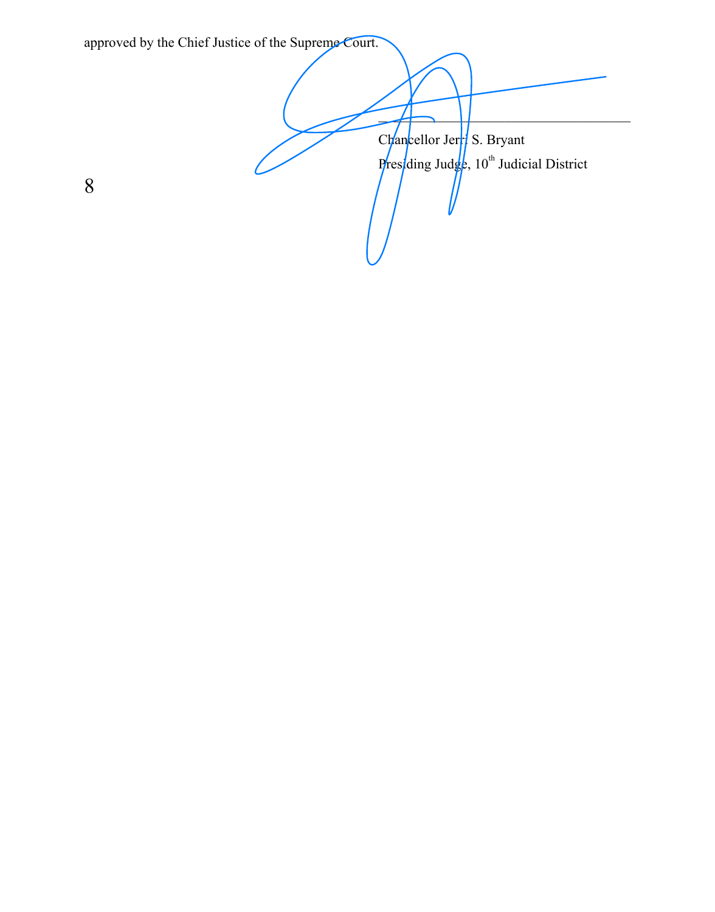approved by the Chief Justice of the Supreme Court.

Chancellor Jerri S. Bryant

Presiding Judge, 10th Judicial District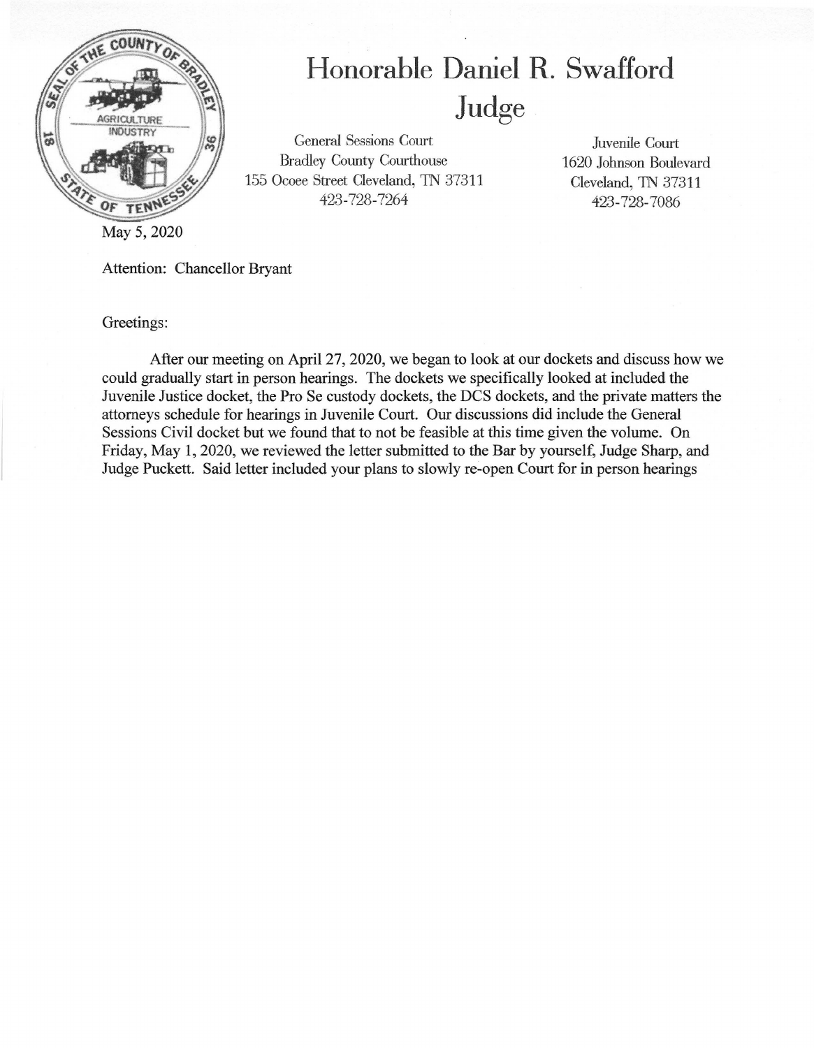# Honorable Daniel R. Swafford

## Judge

General Sessions Court
Bradley County Courthouse
155 Ocoee Street Cleveland, TN 37311
423-728-7264

Juvenile Court
1620 Johnson Boulevard
Cleveland, TN 37311
423-728-7086

May 5, 2020

Attention: Chancellor Bryant

Greetings:

After our meeting on April 27, 2020, we began to look at our dockets and discuss how we could gradually start in person hearings. The dockets we specifically looked at included the Juvenile Justice docket, the Pro Se custody dockets, the DCS dockets, and the private matters the attorneys schedule for hearings in Juvenile Court. Our discussions did include the General Sessions Civil docket but we found that to not be feasible at this time given the volume. On Friday, May 1, 2020, we reviewed the letter submitted to the Bar by yourself, Judge Sharp, and Judge Puckett. Said letter included your plans to slowly re-open Court for in person hearings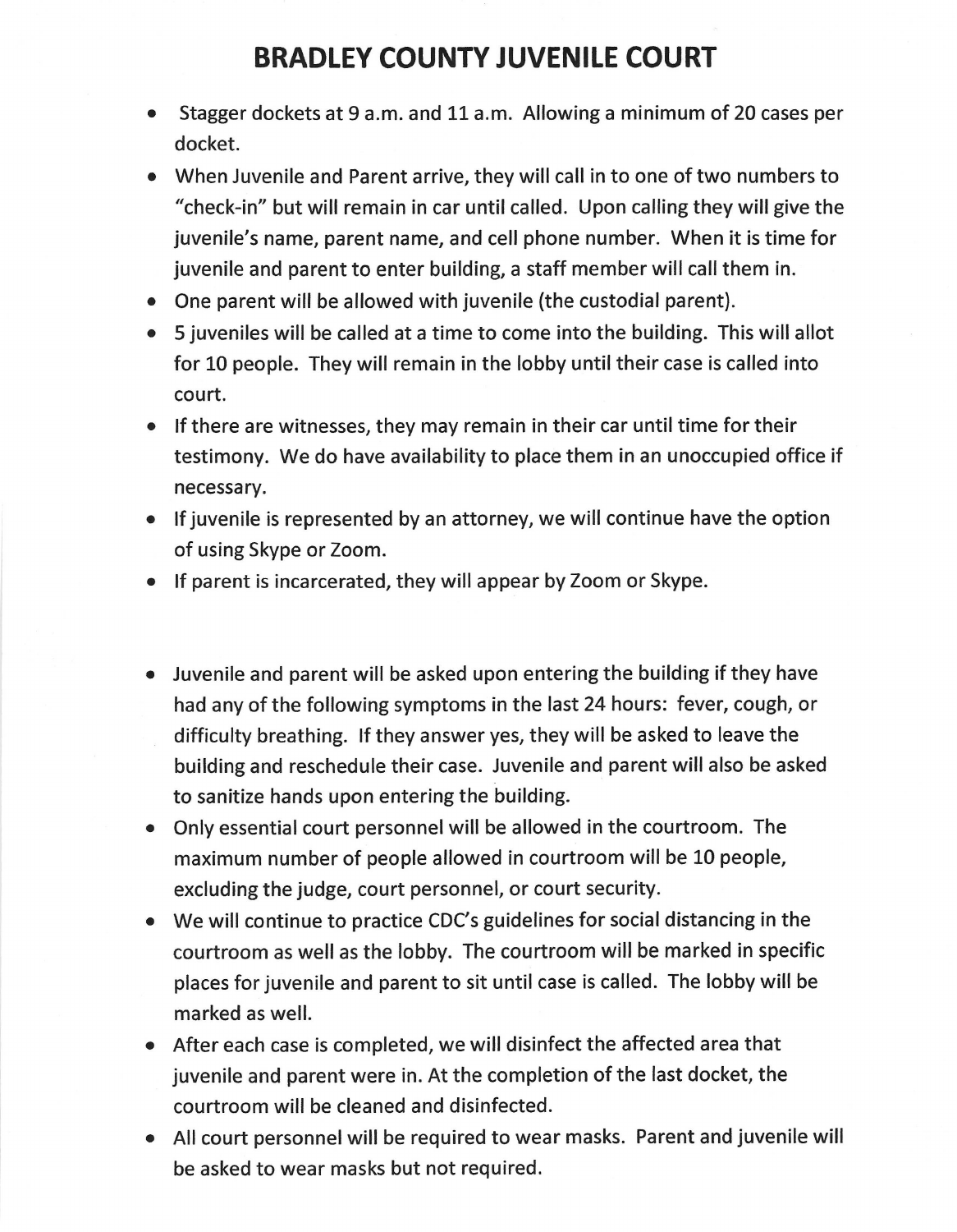# BRADLEY COUNTY JUVENILE COURT

- Stagger dockets at 9 a.m. and 11 a.m. Allowing a minimum of 20 cases per docket.
- When Juvenile and Parent arrive, they will call in to one of two numbers to "check-in" but will remain in car until called. Upon calling they will give the juvenile's name, parent name, and cell phone number. When it is time for juvenile and parent to enter building, a staff member will call them in.
- One parent will be allowed with juvenile (the custodial parent).
- 5 juveniles will be called at a time to come into the building. This will allot for 10 people. They will remain in the lobby until their case is called into court.
- If there are witnesses, they may remain in their car until time for their testimony. We do have availability to place them in an unoccupied office if necessary.
- If juvenile is represented by an attorney, we will continue have the option of using Skype or Zoom.
- If parent is incarcerated, they will appear by Zoom or Skype.

- Juvenile and parent will be asked upon entering the building if they have had any of the following symptoms in the last 24 hours: fever, cough, or difficulty breathing. If they answer yes, they will be asked to leave the building and reschedule their case. Juvenile and parent will also be asked to sanitize hands upon entering the building.
- Only essential court personnel will be allowed in the courtroom. The maximum number of people allowed in courtroom will be 10 people, excluding the judge, court personnel, or court security.
- We will continue to practice CDC's guidelines for social distancing in the courtroom as well as the lobby. The courtroom will be marked in specific places for juvenile and parent to sit until case is called. The lobby will be marked as well.
- After each case is completed, we will disinfect the affected area that juvenile and parent were in. At the completion of the last docket, the courtroom will be cleaned and disinfected.
- All court personnel will be required to wear masks. Parent and juvenile will be asked to wear masks but not required.